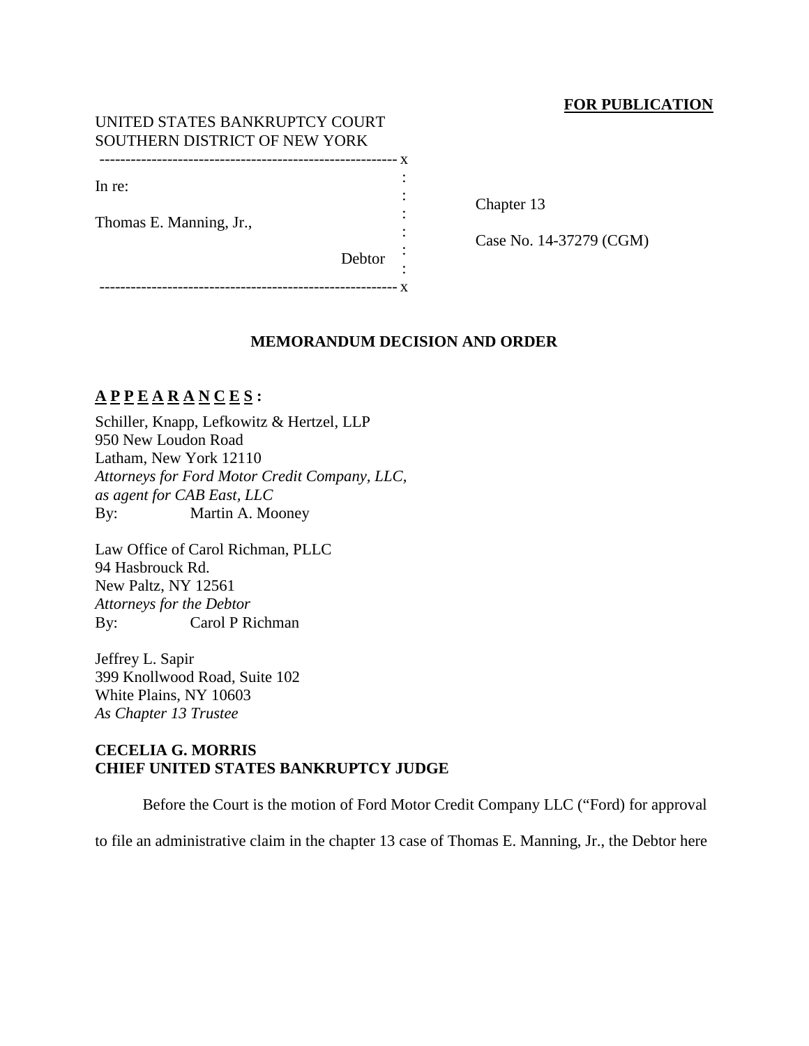**FOR PUBLICATION**

UNITED STATES BANKRUPTCY COURT
SOUTHERN DISTRICT OF NEW YORK

---

In re:

Thomas E. Manning, Jr.,

Debtor

Chapter 13

Case No. 14-37279 (CGM)

---

**MEMORANDUM DECISION AND ORDER**

**A P P E A R A N C E S :**

Schiller, Knapp, Lefkowitz & Hertzel, LLP
950 New Loudon Road
Latham, New York 12110
*Attorneys for Ford Motor Credit Company, LLC, as agent for CAB East, LLC*
By: Martin A. Mooney

Law Office of Carol Richman, PLLC
94 Hasbrouck Rd.
New Paltz, NY 12561
*Attorneys for the Debtor*
By: Carol P Richman

Jeffrey L. Sapir
399 Knollwood Road, Suite 102
White Plains, NY 10603
*As Chapter 13 Trustee*

**CECELIA G. MORRIS**
**CHIEF UNITED STATES BANKRUPTCY JUDGE**

Before the Court is the motion of Ford Motor Credit Company LLC ("Ford) for approval to file an administrative claim in the chapter 13 case of Thomas E. Manning, Jr., the Debtor here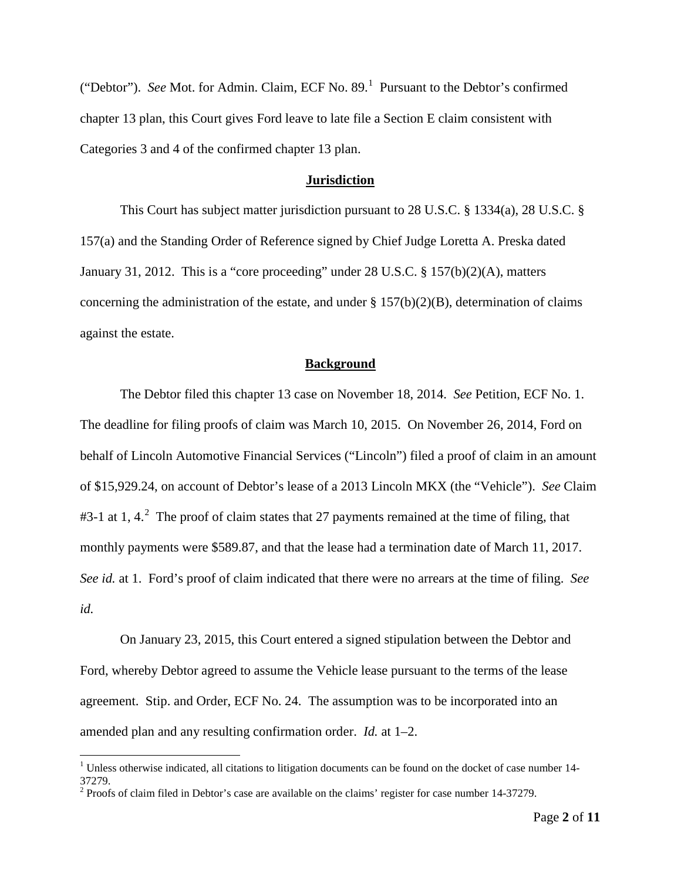("Debtor"). *See* Mot. for Admin. Claim, ECF No. 89.[1] Pursuant to the Debtor's confirmed chapter 13 plan, this Court gives Ford leave to late file a Section E claim consistent with Categories 3 and 4 of the confirmed chapter 13 plan.

## **Jurisdiction**

This Court has subject matter jurisdiction pursuant to 28 U.S.C. § 1334(a), 28 U.S.C. § 157(a) and the Standing Order of Reference signed by Chief Judge Loretta A. Preska dated January 31, 2012. This is a "core proceeding" under 28 U.S.C. § 157(b)(2)(A), matters concerning the administration of the estate, and under § 157(b)(2)(B), determination of claims against the estate.

## **Background**

The Debtor filed this chapter 13 case on November 18, 2014. *See* Petition, ECF No. 1. The deadline for filing proofs of claim was March 10, 2015. On November 26, 2014, Ford on behalf of Lincoln Automotive Financial Services ("Lincoln") filed a proof of claim in an amount of $15,929.24, on account of Debtor's lease of a 2013 Lincoln MKX (the "Vehicle"). *See* Claim #3-1 at 1, 4.[2] The proof of claim states that 27 payments remained at the time of filing, that monthly payments were $589.87, and that the lease had a termination date of March 11, 2017. *See id.* at 1. Ford's proof of claim indicated that there were no arrears at the time of filing. *See id.*

On January 23, 2015, this Court entered a signed stipulation between the Debtor and Ford, whereby Debtor agreed to assume the Vehicle lease pursuant to the terms of the lease agreement. Stip. and Order, ECF No. 24. The assumption was to be incorporated into an amended plan and any resulting confirmation order. *Id.* at 1–2.

---

[1] Unless otherwise indicated, all citations to litigation documents can be found on the docket of case number 14-37279.

[2] Proofs of claim filed in Debtor's case are available on the claims' register for case number 14-37279.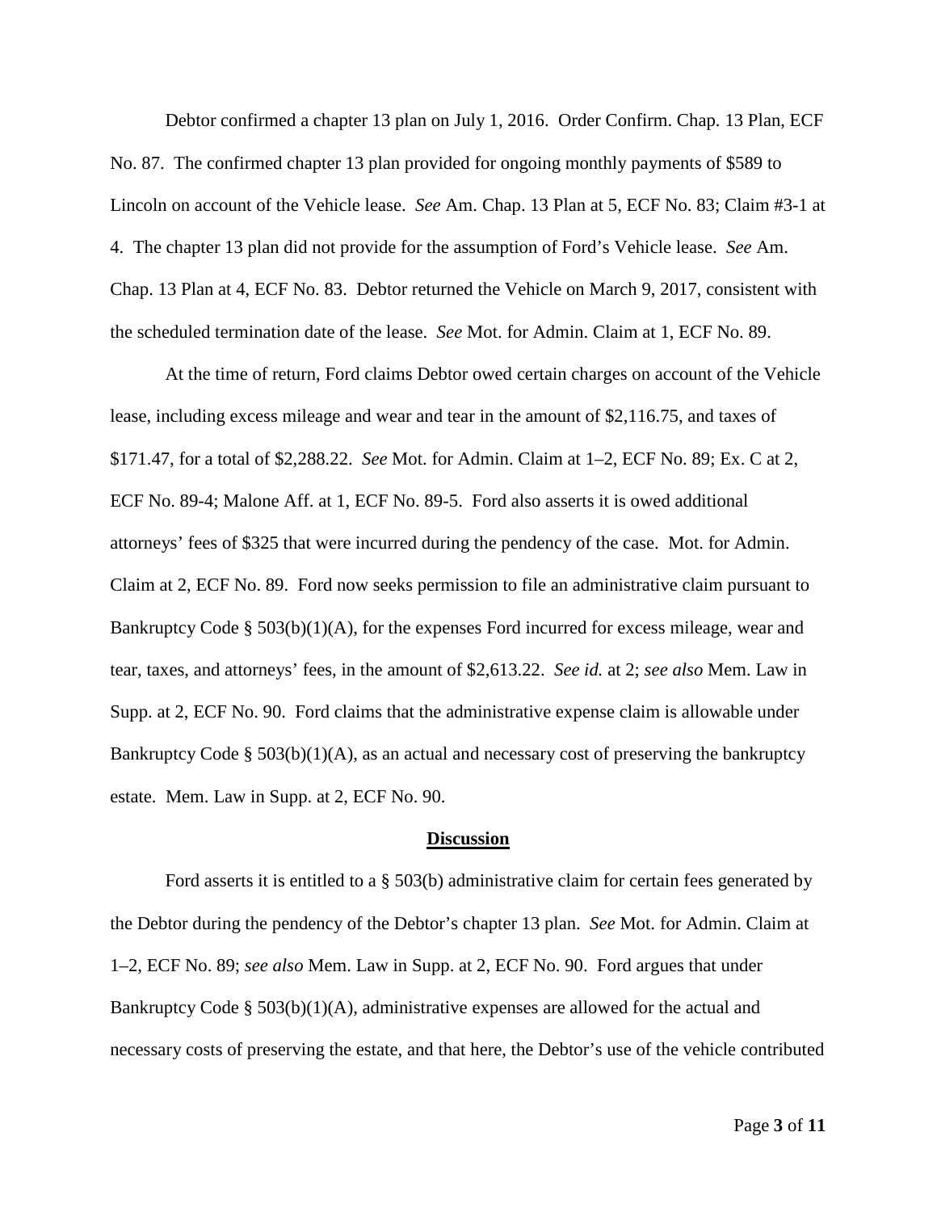Debtor confirmed a chapter 13 plan on July 1, 2016. Order Confirm. Chap. 13 Plan, ECF No. 87. The confirmed chapter 13 plan provided for ongoing monthly payments of $589 to Lincoln on account of the Vehicle lease. *See* Am. Chap. 13 Plan at 5, ECF No. 83; Claim #3-1 at 4. The chapter 13 plan did not provide for the assumption of Ford's Vehicle lease. *See* Am. Chap. 13 Plan at 4, ECF No. 83. Debtor returned the Vehicle on March 9, 2017, consistent with the scheduled termination date of the lease. *See* Mot. for Admin. Claim at 1, ECF No. 89.

At the time of return, Ford claims Debtor owed certain charges on account of the Vehicle lease, including excess mileage and wear and tear in the amount of $2,116.75, and taxes of $171.47, for a total of $2,288.22. *See* Mot. for Admin. Claim at 1–2, ECF No. 89; Ex. C at 2, ECF No. 89-4; Malone Aff. at 1, ECF No. 89-5. Ford also asserts it is owed additional attorneys' fees of $325 that were incurred during the pendency of the case. Mot. for Admin. Claim at 2, ECF No. 89. Ford now seeks permission to file an administrative claim pursuant to Bankruptcy Code § 503(b)(1)(A), for the expenses Ford incurred for excess mileage, wear and tear, taxes, and attorneys' fees, in the amount of $2,613.22. *See id.* at 2; *see also* Mem. Law in Supp. at 2, ECF No. 90. Ford claims that the administrative expense claim is allowable under Bankruptcy Code § 503(b)(1)(A), as an actual and necessary cost of preserving the bankruptcy estate. Mem. Law in Supp. at 2, ECF No. 90.

## Discussion

Ford asserts it is entitled to a § 503(b) administrative claim for certain fees generated by the Debtor during the pendency of the Debtor's chapter 13 plan. *See* Mot. for Admin. Claim at 1–2, ECF No. 89; *see also* Mem. Law in Supp. at 2, ECF No. 90. Ford argues that under Bankruptcy Code § 503(b)(1)(A), administrative expenses are allowed for the actual and necessary costs of preserving the estate, and that here, the Debtor's use of the vehicle contributed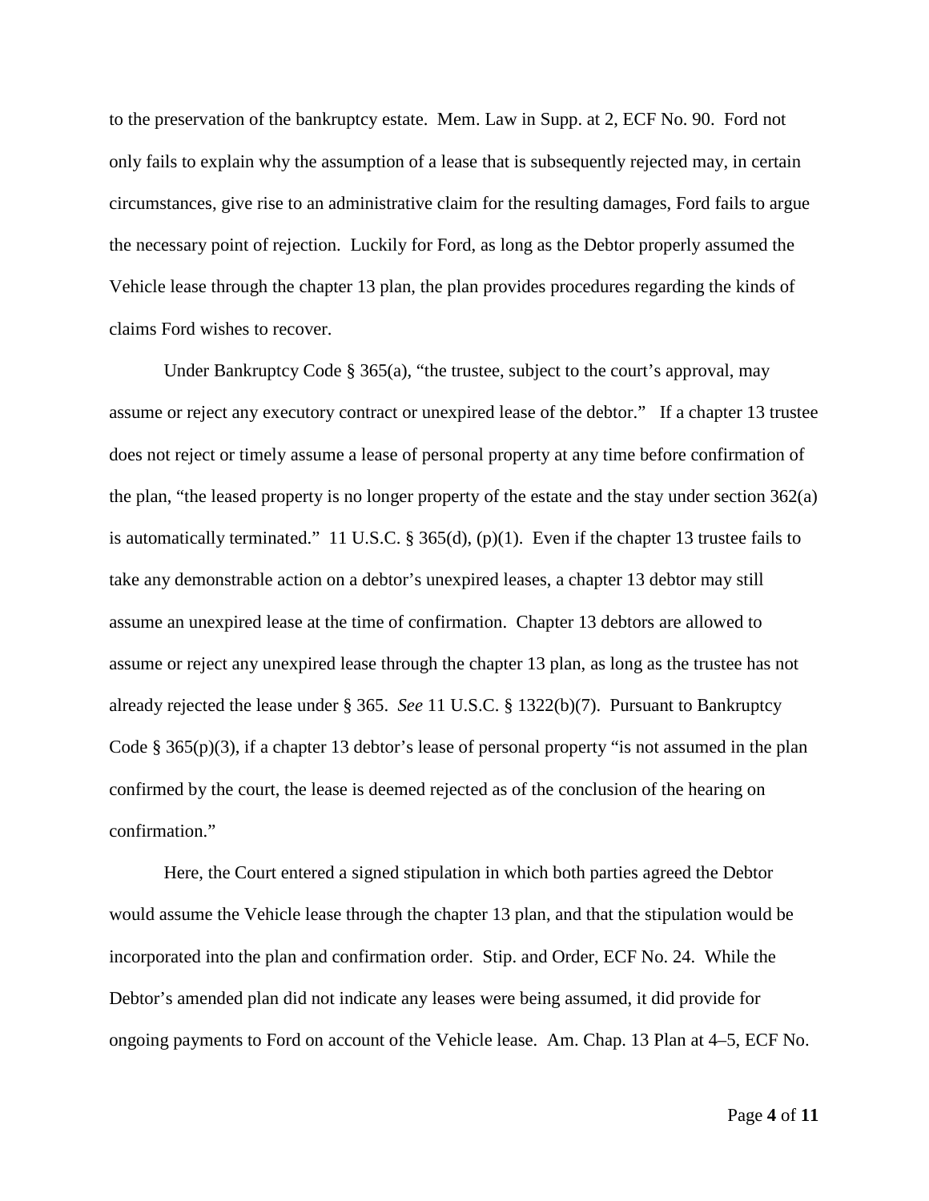to the preservation of the bankruptcy estate. Mem. Law in Supp. at 2, ECF No. 90. Ford not only fails to explain why the assumption of a lease that is subsequently rejected may, in certain circumstances, give rise to an administrative claim for the resulting damages, Ford fails to argue the necessary point of rejection. Luckily for Ford, as long as the Debtor properly assumed the Vehicle lease through the chapter 13 plan, the plan provides procedures regarding the kinds of claims Ford wishes to recover.

Under Bankruptcy Code § 365(a), "the trustee, subject to the court's approval, may assume or reject any executory contract or unexpired lease of the debtor." If a chapter 13 trustee does not reject or timely assume a lease of personal property at any time before confirmation of the plan, "the leased property is no longer property of the estate and the stay under section 362(a) is automatically terminated." 11 U.S.C. § 365(d), (p)(1). Even if the chapter 13 trustee fails to take any demonstrable action on a debtor's unexpired leases, a chapter 13 debtor may still assume an unexpired lease at the time of confirmation. Chapter 13 debtors are allowed to assume or reject any unexpired lease through the chapter 13 plan, as long as the trustee has not already rejected the lease under § 365. *See* 11 U.S.C. § 1322(b)(7). Pursuant to Bankruptcy Code § 365(p)(3), if a chapter 13 debtor's lease of personal property "is not assumed in the plan confirmed by the court, the lease is deemed rejected as of the conclusion of the hearing on confirmation."

Here, the Court entered a signed stipulation in which both parties agreed the Debtor would assume the Vehicle lease through the chapter 13 plan, and that the stipulation would be incorporated into the plan and confirmation order. Stip. and Order, ECF No. 24. While the Debtor's amended plan did not indicate any leases were being assumed, it did provide for ongoing payments to Ford on account of the Vehicle lease. Am. Chap. 13 Plan at 4–5, ECF No.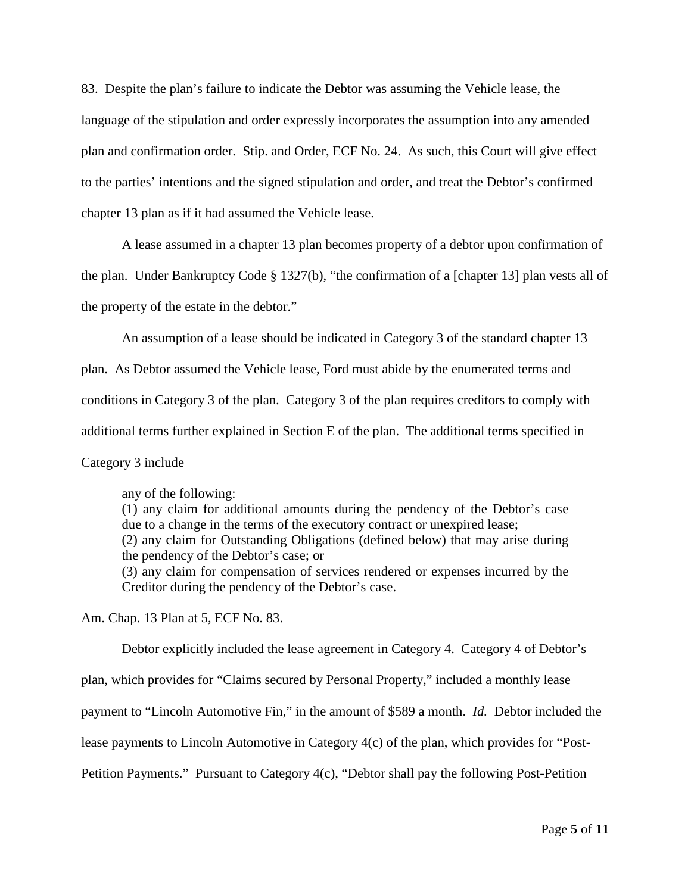83. Despite the plan's failure to indicate the Debtor was assuming the Vehicle lease, the language of the stipulation and order expressly incorporates the assumption into any amended plan and confirmation order. Stip. and Order, ECF No. 24. As such, this Court will give effect to the parties' intentions and the signed stipulation and order, and treat the Debtor's confirmed chapter 13 plan as if it had assumed the Vehicle lease.

A lease assumed in a chapter 13 plan becomes property of a debtor upon confirmation of the plan. Under Bankruptcy Code § 1327(b), "the confirmation of a [chapter 13] plan vests all of the property of the estate in the debtor."

An assumption of a lease should be indicated in Category 3 of the standard chapter 13 plan. As Debtor assumed the Vehicle lease, Ford must abide by the enumerated terms and conditions in Category 3 of the plan. Category 3 of the plan requires creditors to comply with additional terms further explained in Section E of the plan. The additional terms specified in Category 3 include

> any of the following:
> (1) any claim for additional amounts during the pendency of the Debtor's case due to a change in the terms of the executory contract or unexpired lease;
> (2) any claim for Outstanding Obligations (defined below) that may arise during the pendency of the Debtor's case; or
> (3) any claim for compensation of services rendered or expenses incurred by the Creditor during the pendency of the Debtor's case.

Am. Chap. 13 Plan at 5, ECF No. 83.

Debtor explicitly included the lease agreement in Category 4. Category 4 of Debtor's plan, which provides for "Claims secured by Personal Property," included a monthly lease payment to "Lincoln Automotive Fin," in the amount of $589 a month. *Id.* Debtor included the lease payments to Lincoln Automotive in Category 4(c) of the plan, which provides for "Post-Petition Payments." Pursuant to Category 4(c), "Debtor shall pay the following Post-Petition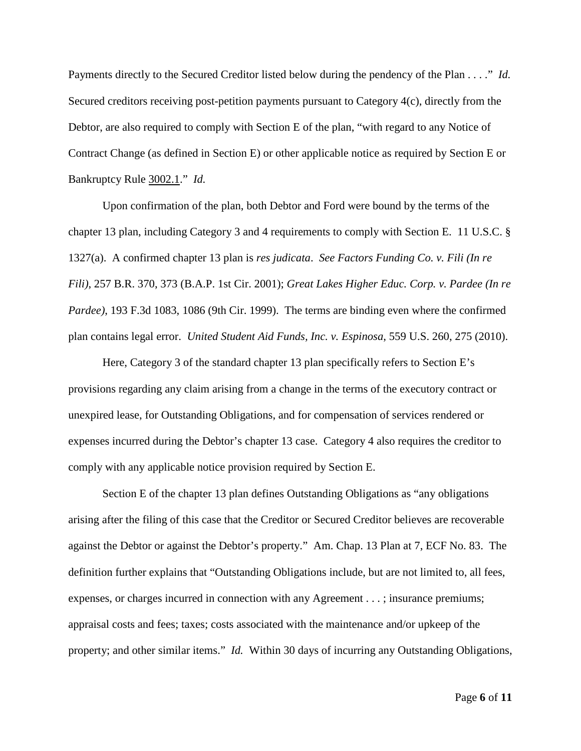Payments directly to the Secured Creditor listed below during the pendency of the Plan . . . ." *Id.* Secured creditors receiving post-petition payments pursuant to Category 4(c), directly from the Debtor, are also required to comply with Section E of the plan, "with regard to any Notice of Contract Change (as defined in Section E) or other applicable notice as required by Section E or Bankruptcy Rule 3002.1." *Id.*

Upon confirmation of the plan, both Debtor and Ford were bound by the terms of the chapter 13 plan, including Category 3 and 4 requirements to comply with Section E. 11 U.S.C. § 1327(a). A confirmed chapter 13 plan is *res judicata*. *See Factors Funding Co. v. Fili (In re Fili)*, 257 B.R. 370, 373 (B.A.P. 1st Cir. 2001); *Great Lakes Higher Educ. Corp. v. Pardee (In re Pardee)*, 193 F.3d 1083, 1086 (9th Cir. 1999). The terms are binding even where the confirmed plan contains legal error. *United Student Aid Funds, Inc. v. Espinosa*, 559 U.S. 260, 275 (2010).

Here, Category 3 of the standard chapter 13 plan specifically refers to Section E's provisions regarding any claim arising from a change in the terms of the executory contract or unexpired lease, for Outstanding Obligations, and for compensation of services rendered or expenses incurred during the Debtor's chapter 13 case. Category 4 also requires the creditor to comply with any applicable notice provision required by Section E.

Section E of the chapter 13 plan defines Outstanding Obligations as "any obligations arising after the filing of this case that the Creditor or Secured Creditor believes are recoverable against the Debtor or against the Debtor's property." Am. Chap. 13 Plan at 7, ECF No. 83. The definition further explains that "Outstanding Obligations include, but are not limited to, all fees, expenses, or charges incurred in connection with any Agreement . . . ; insurance premiums; appraisal costs and fees; taxes; costs associated with the maintenance and/or upkeep of the property; and other similar items." *Id.* Within 30 days of incurring any Outstanding Obligations,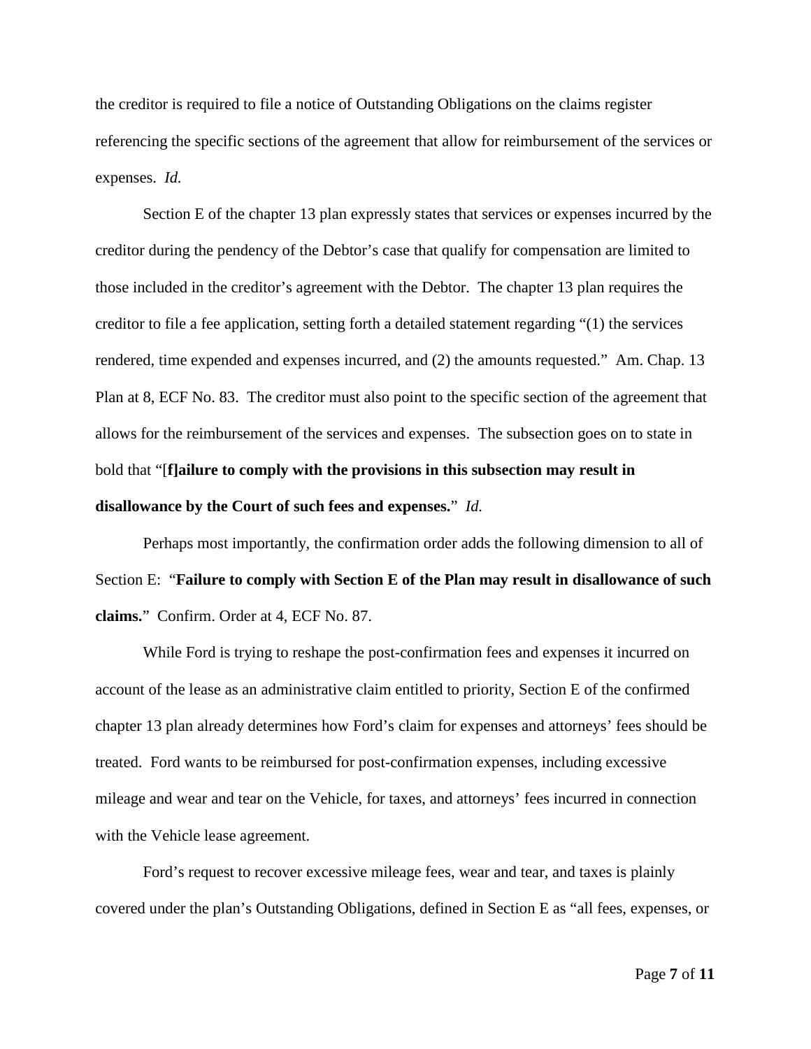the creditor is required to file a notice of Outstanding Obligations on the claims register referencing the specific sections of the agreement that allow for reimbursement of the services or expenses. *Id.*

Section E of the chapter 13 plan expressly states that services or expenses incurred by the creditor during the pendency of the Debtor's case that qualify for compensation are limited to those included in the creditor's agreement with the Debtor. The chapter 13 plan requires the creditor to file a fee application, setting forth a detailed statement regarding "(1) the services rendered, time expended and expenses incurred, and (2) the amounts requested." Am. Chap. 13 Plan at 8, ECF No. 83. The creditor must also point to the specific section of the agreement that allows for the reimbursement of the services and expenses. The subsection goes on to state in bold that "[**f]ailure to comply with the provisions in this subsection may result in disallowance by the Court of such fees and expenses.**" *Id.*

Perhaps most importantly, the confirmation order adds the following dimension to all of Section E: "**Failure to comply with Section E of the Plan may result in disallowance of such claims.**" Confirm. Order at 4, ECF No. 87.

While Ford is trying to reshape the post-confirmation fees and expenses it incurred on account of the lease as an administrative claim entitled to priority, Section E of the confirmed chapter 13 plan already determines how Ford's claim for expenses and attorneys' fees should be treated. Ford wants to be reimbursed for post-confirmation expenses, including excessive mileage and wear and tear on the Vehicle, for taxes, and attorneys' fees incurred in connection with the Vehicle lease agreement.

Ford's request to recover excessive mileage fees, wear and tear, and taxes is plainly covered under the plan's Outstanding Obligations, defined in Section E as "all fees, expenses, or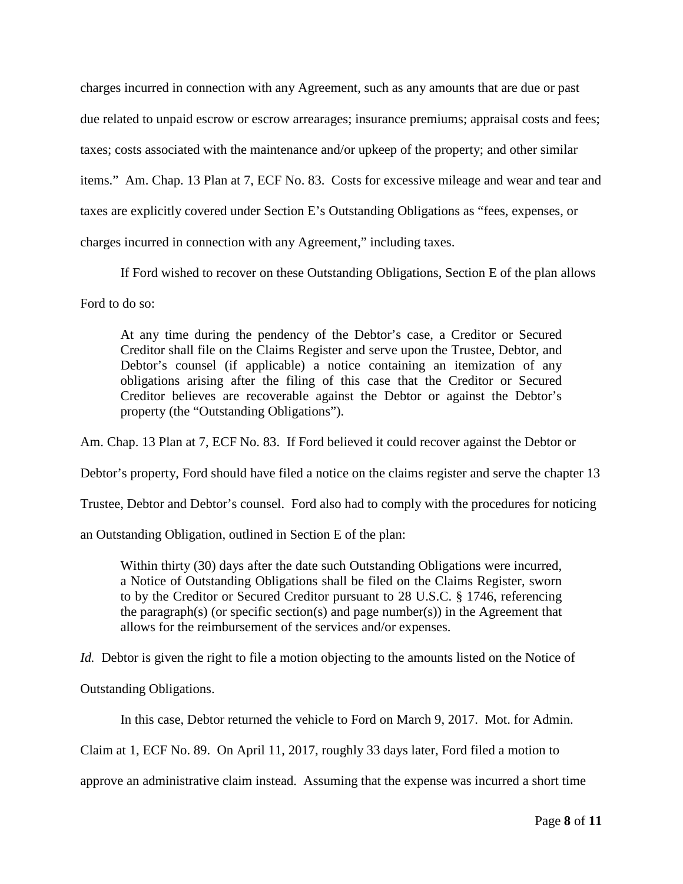charges incurred in connection with any Agreement, such as any amounts that are due or past due related to unpaid escrow or escrow arrearages; insurance premiums; appraisal costs and fees; taxes; costs associated with the maintenance and/or upkeep of the property; and other similar items." Am. Chap. 13 Plan at 7, ECF No. 83. Costs for excessive mileage and wear and tear and taxes are explicitly covered under Section E's Outstanding Obligations as "fees, expenses, or charges incurred in connection with any Agreement," including taxes.

If Ford wished to recover on these Outstanding Obligations, Section E of the plan allows Ford to do so:

> At any time during the pendency of the Debtor's case, a Creditor or Secured Creditor shall file on the Claims Register and serve upon the Trustee, Debtor, and Debtor's counsel (if applicable) a notice containing an itemization of any obligations arising after the filing of this case that the Creditor or Secured Creditor believes are recoverable against the Debtor or against the Debtor's property (the "Outstanding Obligations").

Am. Chap. 13 Plan at 7, ECF No. 83. If Ford believed it could recover against the Debtor or Debtor's property, Ford should have filed a notice on the claims register and serve the chapter 13 Trustee, Debtor and Debtor's counsel. Ford also had to comply with the procedures for noticing an Outstanding Obligation, outlined in Section E of the plan:

> Within thirty (30) days after the date such Outstanding Obligations were incurred, a Notice of Outstanding Obligations shall be filed on the Claims Register, sworn to by the Creditor or Secured Creditor pursuant to 28 U.S.C. § 1746, referencing the paragraph(s) (or specific section(s) and page number(s)) in the Agreement that allows for the reimbursement of the services and/or expenses.

*Id.* Debtor is given the right to file a motion objecting to the amounts listed on the Notice of Outstanding Obligations.

In this case, Debtor returned the vehicle to Ford on March 9, 2017. Mot. for Admin. Claim at 1, ECF No. 89. On April 11, 2017, roughly 33 days later, Ford filed a motion to approve an administrative claim instead. Assuming that the expense was incurred a short time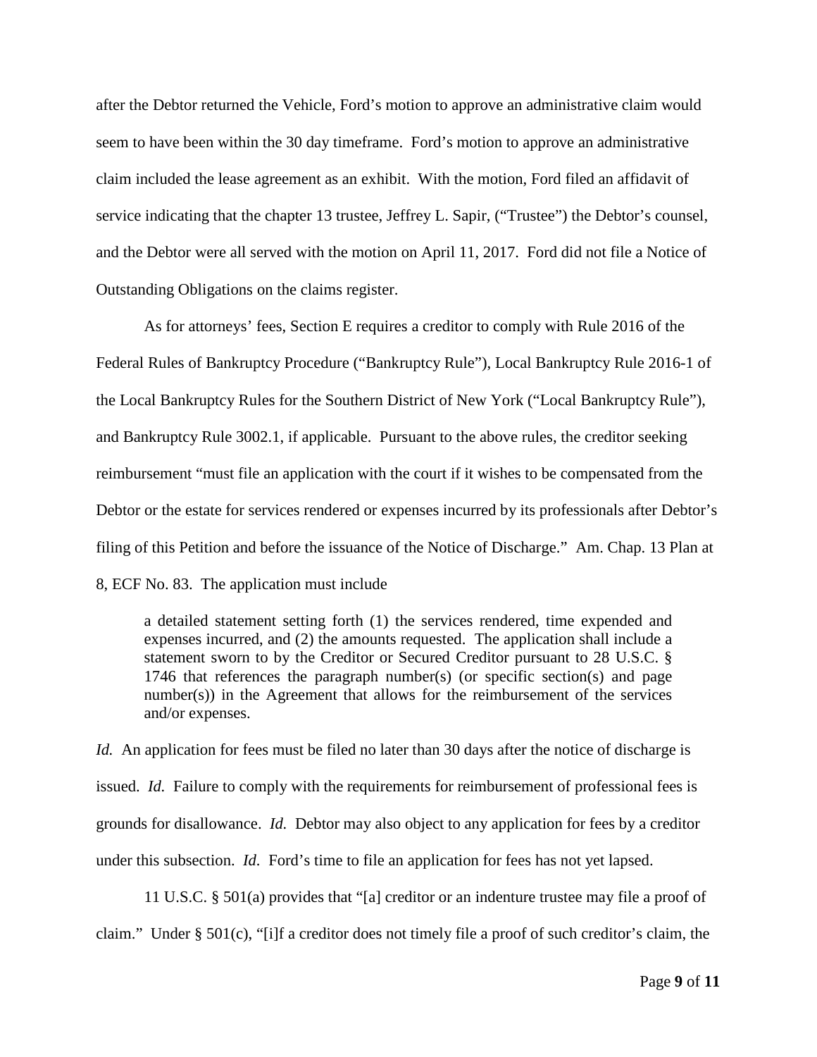after the Debtor returned the Vehicle, Ford's motion to approve an administrative claim would seem to have been within the 30 day timeframe. Ford's motion to approve an administrative claim included the lease agreement as an exhibit. With the motion, Ford filed an affidavit of service indicating that the chapter 13 trustee, Jeffrey L. Sapir, ("Trustee") the Debtor's counsel, and the Debtor were all served with the motion on April 11, 2017. Ford did not file a Notice of Outstanding Obligations on the claims register.

As for attorneys' fees, Section E requires a creditor to comply with Rule 2016 of the Federal Rules of Bankruptcy Procedure ("Bankruptcy Rule"), Local Bankruptcy Rule 2016-1 of the Local Bankruptcy Rules for the Southern District of New York ("Local Bankruptcy Rule"), and Bankruptcy Rule 3002.1, if applicable. Pursuant to the above rules, the creditor seeking reimbursement "must file an application with the court if it wishes to be compensated from the Debtor or the estate for services rendered or expenses incurred by its professionals after Debtor's filing of this Petition and before the issuance of the Notice of Discharge." Am. Chap. 13 Plan at 8, ECF No. 83. The application must include

> a detailed statement setting forth (1) the services rendered, time expended and expenses incurred, and (2) the amounts requested. The application shall include a statement sworn to by the Creditor or Secured Creditor pursuant to 28 U.S.C. § 1746 that references the paragraph number(s) (or specific section(s) and page number(s)) in the Agreement that allows for the reimbursement of the services and/or expenses.

*Id.* An application for fees must be filed no later than 30 days after the notice of discharge is issued. *Id.* Failure to comply with the requirements for reimbursement of professional fees is grounds for disallowance. *Id.* Debtor may also object to any application for fees by a creditor under this subsection. *Id.* Ford's time to file an application for fees has not yet lapsed.

11 U.S.C. § 501(a) provides that "[a] creditor or an indenture trustee may file a proof of claim." Under § 501(c), "[i]f a creditor does not timely file a proof of such creditor's claim, the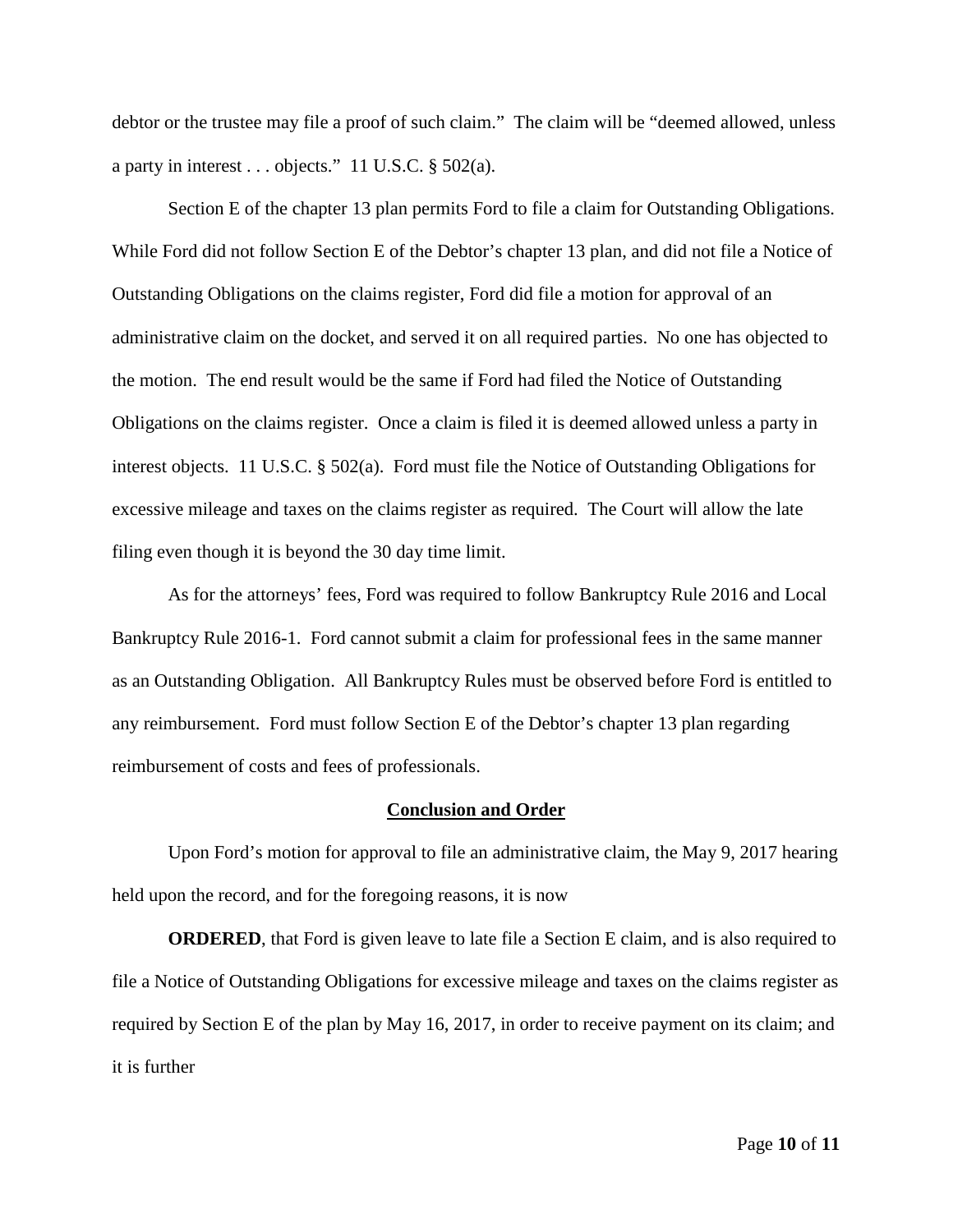debtor or the trustee may file a proof of such claim." The claim will be "deemed allowed, unless a party in interest . . . objects." 11 U.S.C. § 502(a).

Section E of the chapter 13 plan permits Ford to file a claim for Outstanding Obligations. While Ford did not follow Section E of the Debtor's chapter 13 plan, and did not file a Notice of Outstanding Obligations on the claims register, Ford did file a motion for approval of an administrative claim on the docket, and served it on all required parties. No one has objected to the motion. The end result would be the same if Ford had filed the Notice of Outstanding Obligations on the claims register. Once a claim is filed it is deemed allowed unless a party in interest objects. 11 U.S.C. § 502(a). Ford must file the Notice of Outstanding Obligations for excessive mileage and taxes on the claims register as required. The Court will allow the late filing even though it is beyond the 30 day time limit.

As for the attorneys' fees, Ford was required to follow Bankruptcy Rule 2016 and Local Bankruptcy Rule 2016-1. Ford cannot submit a claim for professional fees in the same manner as an Outstanding Obligation. All Bankruptcy Rules must be observed before Ford is entitled to any reimbursement. Ford must follow Section E of the Debtor's chapter 13 plan regarding reimbursement of costs and fees of professionals.

## Conclusion and Order

Upon Ford's motion for approval to file an administrative claim, the May 9, 2017 hearing held upon the record, and for the foregoing reasons, it is now

**ORDERED**, that Ford is given leave to late file a Section E claim, and is also required to file a Notice of Outstanding Obligations for excessive mileage and taxes on the claims register as required by Section E of the plan by May 16, 2017, in order to receive payment on its claim; and it is further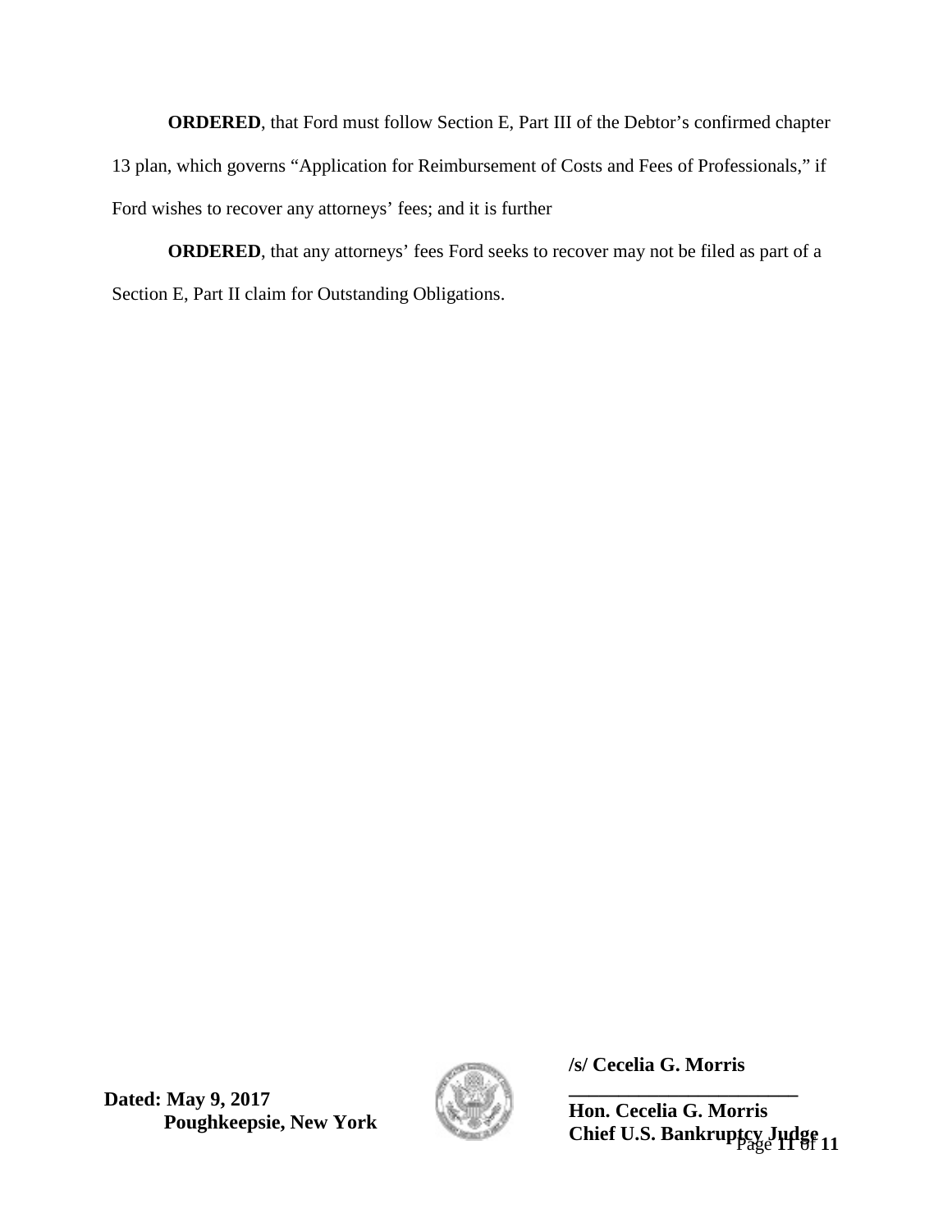**ORDERED**, that Ford must follow Section E, Part III of the Debtor's confirmed chapter 13 plan, which governs "Application for Reimbursement of Costs and Fees of Professionals," if Ford wishes to recover any attorneys' fees; and it is further

**ORDERED**, that any attorneys' fees Ford seeks to recover may not be filed as part of a Section E, Part II claim for Outstanding Obligations.

**Dated: May 9, 2017**
**Poughkeepsie, New York**

**/s/ Cecelia G. Morris**
**_______________________**
**Hon. Cecelia G. Morris**
**Chief U.S. Bankruptcy Judge**